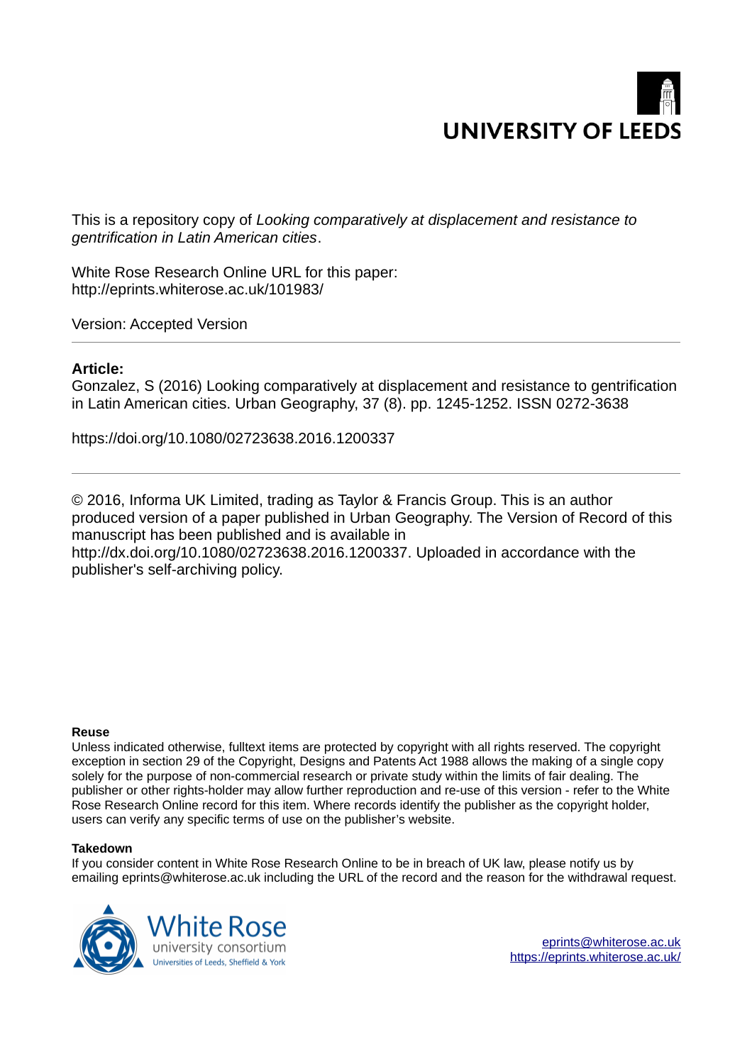UNIVERSITY OF LEEDS

This is a repository copy of *Looking comparatively at displacement and resistance to gentrification in Latin American cities*.

White Rose Research Online URL for this paper:
http://eprints.whiterose.ac.uk/101983/

Version: Accepted Version

---

**Article:**

Gonzalez, S (2016) Looking comparatively at displacement and resistance to gentrification in Latin American cities. Urban Geography, 37 (8). pp. 1245-1252. ISSN 0272-3638

https://doi.org/10.1080/02723638.2016.1200337

---

© 2016, Informa UK Limited, trading as Taylor & Francis Group. This is an author produced version of a paper published in Urban Geography. The Version of Record of this manuscript has been published and is available in http://dx.doi.org/10.1080/02723638.2016.1200337. Uploaded in accordance with the publisher's self-archiving policy.

**Reuse**

Unless indicated otherwise, fulltext items are protected by copyright with all rights reserved. The copyright exception in section 29 of the Copyright, Designs and Patents Act 1988 allows the making of a single copy solely for the purpose of non-commercial research or private study within the limits of fair dealing. The publisher or other rights-holder may allow further reproduction and re-use of this version - refer to the White Rose Research Online record for this item. Where records identify the publisher as the copyright holder, users can verify any specific terms of use on the publisher's website.

**Takedown**

If you consider content in White Rose Research Online to be in breach of UK law, please notify us by emailing eprints@whiterose.ac.uk including the URL of the record and the reason for the withdrawal request.

White Rose university consortium
Universities of Leeds, Sheffield & York

eprints@whiterose.ac.uk
https://eprints.whiterose.ac.uk/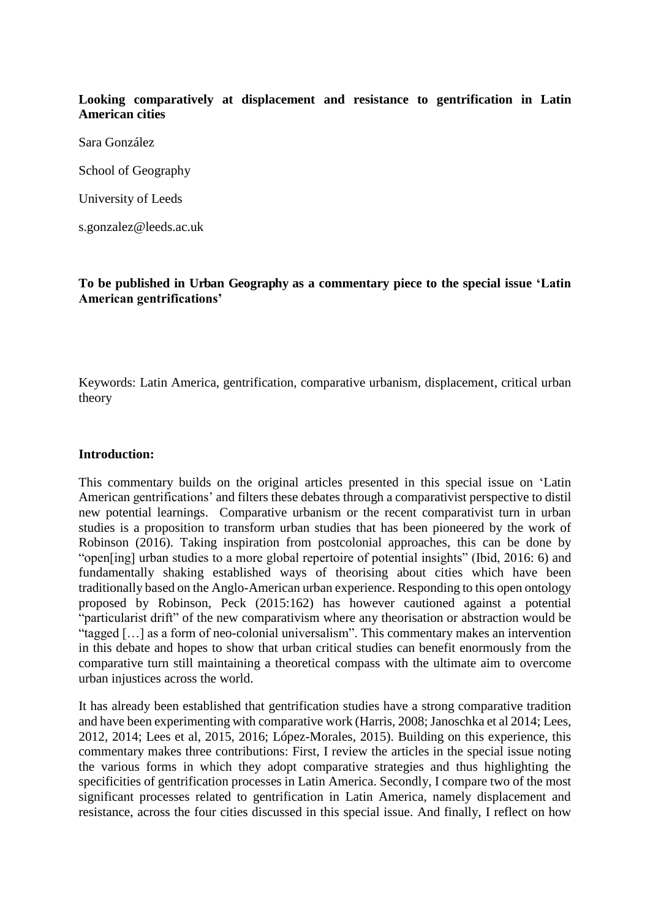**Looking comparatively at displacement and resistance to gentrification in Latin American cities**

Sara González

School of Geography

University of Leeds

s.gonzalez@leeds.ac.uk

**To be published in Urban Geography as a commentary piece to the special issue 'Latin American gentrifications'**

Keywords: Latin America, gentrification, comparative urbanism, displacement, critical urban theory

## Introduction:

This commentary builds on the original articles presented in this special issue on 'Latin American gentrifications' and filters these debates through a comparativist perspective to distil new potential learnings. Comparative urbanism or the recent comparativist turn in urban studies is a proposition to transform urban studies that has been pioneered by the work of Robinson (2016). Taking inspiration from postcolonial approaches, this can be done by "open[ing] urban studies to a more global repertoire of potential insights" (Ibid, 2016: 6) and fundamentally shaking established ways of theorising about cities which have been traditionally based on the Anglo-American urban experience. Responding to this open ontology proposed by Robinson, Peck (2015:162) has however cautioned against a potential "particularist drift" of the new comparativism where any theorisation or abstraction would be "tagged […] as a form of neo-colonial universalism". This commentary makes an intervention in this debate and hopes to show that urban critical studies can benefit enormously from the comparative turn still maintaining a theoretical compass with the ultimate aim to overcome urban injustices across the world.

It has already been established that gentrification studies have a strong comparative tradition and have been experimenting with comparative work (Harris, 2008; Janoschka et al 2014; Lees, 2012, 2014; Lees et al, 2015, 2016; López-Morales, 2015). Building on this experience, this commentary makes three contributions: First, I review the articles in the special issue noting the various forms in which they adopt comparative strategies and thus highlighting the specificities of gentrification processes in Latin America. Secondly, I compare two of the most significant processes related to gentrification in Latin America, namely displacement and resistance, across the four cities discussed in this special issue. And finally, I reflect on how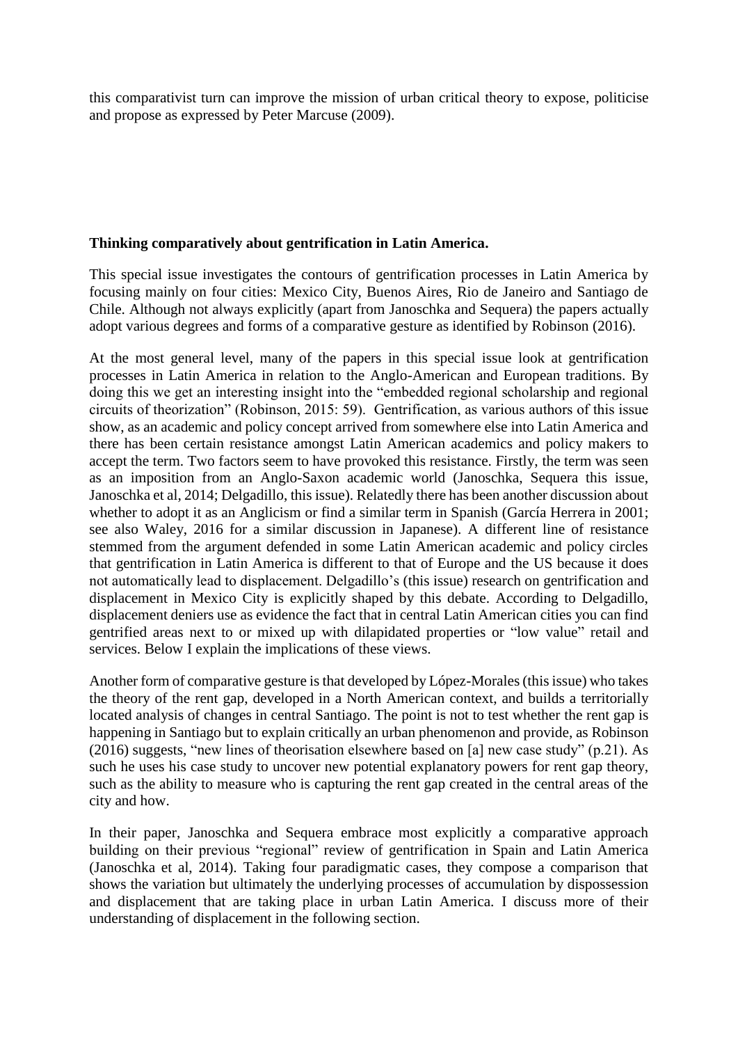this comparativist turn can improve the mission of urban critical theory to expose, politicise and propose as expressed by Peter Marcuse (2009).

**Thinking comparatively about gentrification in Latin America.**

This special issue investigates the contours of gentrification processes in Latin America by focusing mainly on four cities: Mexico City, Buenos Aires, Rio de Janeiro and Santiago de Chile. Although not always explicitly (apart from Janoschka and Sequera) the papers actually adopt various degrees and forms of a comparative gesture as identified by Robinson (2016).

At the most general level, many of the papers in this special issue look at gentrification processes in Latin America in relation to the Anglo-American and European traditions. By doing this we get an interesting insight into the "embedded regional scholarship and regional circuits of theorization" (Robinson, 2015: 59). Gentrification, as various authors of this issue show, as an academic and policy concept arrived from somewhere else into Latin America and there has been certain resistance amongst Latin American academics and policy makers to accept the term. Two factors seem to have provoked this resistance. Firstly, the term was seen as an imposition from an Anglo-Saxon academic world (Janoschka, Sequera this issue, Janoschka et al, 2014; Delgadillo, this issue). Relatedly there has been another discussion about whether to adopt it as an Anglicism or find a similar term in Spanish (García Herrera in 2001; see also Waley, 2016 for a similar discussion in Japanese). A different line of resistance stemmed from the argument defended in some Latin American academic and policy circles that gentrification in Latin America is different to that of Europe and the US because it does not automatically lead to displacement. Delgadillo's (this issue) research on gentrification and displacement in Mexico City is explicitly shaped by this debate. According to Delgadillo, displacement deniers use as evidence the fact that in central Latin American cities you can find gentrified areas next to or mixed up with dilapidated properties or "low value" retail and services. Below I explain the implications of these views.

Another form of comparative gesture is that developed by López-Morales (this issue) who takes the theory of the rent gap, developed in a North American context, and builds a territorially located analysis of changes in central Santiago. The point is not to test whether the rent gap is happening in Santiago but to explain critically an urban phenomenon and provide, as Robinson (2016) suggests, "new lines of theorisation elsewhere based on [a] new case study" (p.21). As such he uses his case study to uncover new potential explanatory powers for rent gap theory, such as the ability to measure who is capturing the rent gap created in the central areas of the city and how.

In their paper, Janoschka and Sequera embrace most explicitly a comparative approach building on their previous "regional" review of gentrification in Spain and Latin America (Janoschka et al, 2014). Taking four paradigmatic cases, they compose a comparison that shows the variation but ultimately the underlying processes of accumulation by dispossession and displacement that are taking place in urban Latin America. I discuss more of their understanding of displacement in the following section.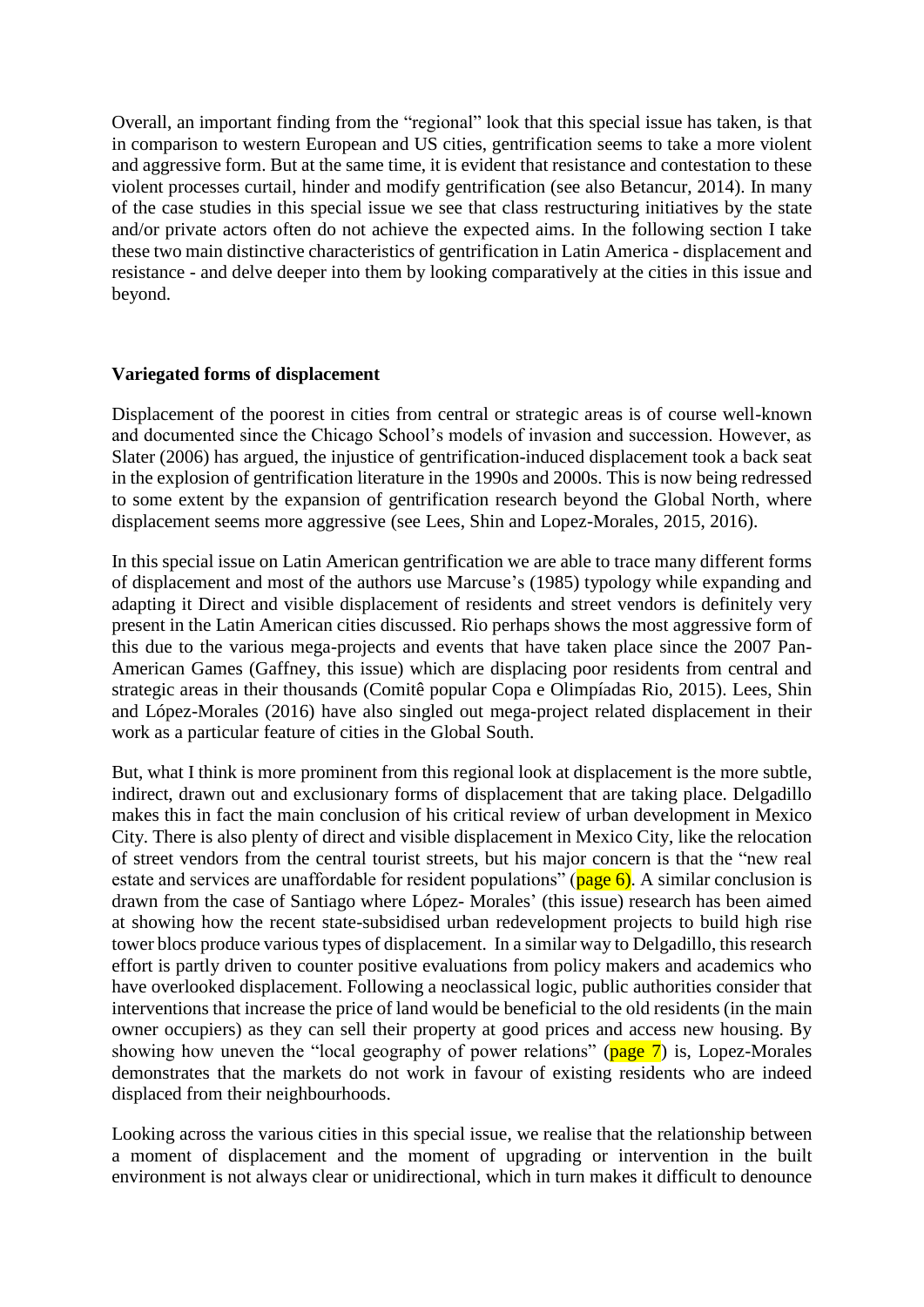Overall, an important finding from the "regional" look that this special issue has taken, is that in comparison to western European and US cities, gentrification seems to take a more violent and aggressive form. But at the same time, it is evident that resistance and contestation to these violent processes curtail, hinder and modify gentrification (see also Betancur, 2014). In many of the case studies in this special issue we see that class restructuring initiatives by the state and/or private actors often do not achieve the expected aims. In the following section I take these two main distinctive characteristics of gentrification in Latin America - displacement and resistance - and delve deeper into them by looking comparatively at the cities in this issue and beyond.

## Variegated forms of displacement

Displacement of the poorest in cities from central or strategic areas is of course well-known and documented since the Chicago School's models of invasion and succession. However, as Slater (2006) has argued, the injustice of gentrification-induced displacement took a back seat in the explosion of gentrification literature in the 1990s and 2000s. This is now being redressed to some extent by the expansion of gentrification research beyond the Global North, where displacement seems more aggressive (see Lees, Shin and Lopez-Morales, 2015, 2016).

In this special issue on Latin American gentrification we are able to trace many different forms of displacement and most of the authors use Marcuse's (1985) typology while expanding and adapting it Direct and visible displacement of residents and street vendors is definitely very present in the Latin American cities discussed. Rio perhaps shows the most aggressive form of this due to the various mega-projects and events that have taken place since the 2007 Pan-American Games (Gaffney, this issue) which are displacing poor residents from central and strategic areas in their thousands (Comitê popular Copa e Olimpíadas Rio, 2015). Lees, Shin and López-Morales (2016) have also singled out mega-project related displacement in their work as a particular feature of cities in the Global South.

But, what I think is more prominent from this regional look at displacement is the more subtle, indirect, drawn out and exclusionary forms of displacement that are taking place. Delgadillo makes this in fact the main conclusion of his critical review of urban development in Mexico City. There is also plenty of direct and visible displacement in Mexico City, like the relocation of street vendors from the central tourist streets, but his major concern is that the "new real estate and services are unaffordable for resident populations" (page 6). A similar conclusion is drawn from the case of Santiago where López- Morales' (this issue) research has been aimed at showing how the recent state-subsidised urban redevelopment projects to build high rise tower blocs produce various types of displacement. In a similar way to Delgadillo, this research effort is partly driven to counter positive evaluations from policy makers and academics who have overlooked displacement. Following a neoclassical logic, public authorities consider that interventions that increase the price of land would be beneficial to the old residents (in the main owner occupiers) as they can sell their property at good prices and access new housing. By showing how uneven the "local geography of power relations" (page 7) is, Lopez-Morales demonstrates that the markets do not work in favour of existing residents who are indeed displaced from their neighbourhoods.

Looking across the various cities in this special issue, we realise that the relationship between a moment of displacement and the moment of upgrading or intervention in the built environment is not always clear or unidirectional, which in turn makes it difficult to denounce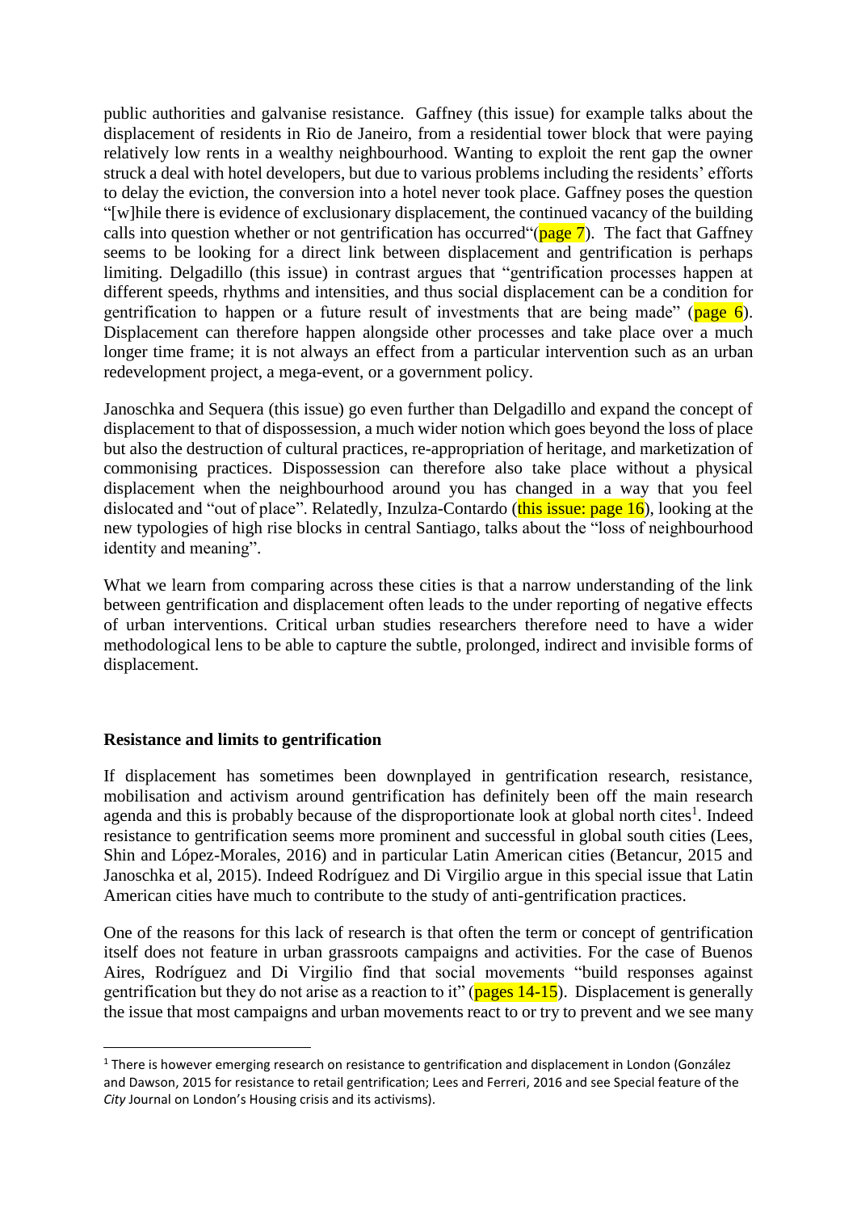public authorities and galvanise resistance. Gaffney (this issue) for example talks about the displacement of residents in Rio de Janeiro, from a residential tower block that were paying relatively low rents in a wealthy neighbourhood. Wanting to exploit the rent gap the owner struck a deal with hotel developers, but due to various problems including the residents' efforts to delay the eviction, the conversion into a hotel never took place. Gaffney poses the question "[w]hile there is evidence of exclusionary displacement, the continued vacancy of the building calls into question whether or not gentrification has occurred"(page 7). The fact that Gaffney seems to be looking for a direct link between displacement and gentrification is perhaps limiting. Delgadillo (this issue) in contrast argues that "gentrification processes happen at different speeds, rhythms and intensities, and thus social displacement can be a condition for gentrification to happen or a future result of investments that are being made" (page 6). Displacement can therefore happen alongside other processes and take place over a much longer time frame; it is not always an effect from a particular intervention such as an urban redevelopment project, a mega-event, or a government policy.

Janoschka and Sequera (this issue) go even further than Delgadillo and expand the concept of displacement to that of dispossession, a much wider notion which goes beyond the loss of place but also the destruction of cultural practices, re-appropriation of heritage, and marketization of commonising practices. Dispossession can therefore also take place without a physical displacement when the neighbourhood around you has changed in a way that you feel dislocated and "out of place". Relatedly, Inzulza-Contardo (this issue: page 16), looking at the new typologies of high rise blocks in central Santiago, talks about the "loss of neighbourhood identity and meaning".

What we learn from comparing across these cities is that a narrow understanding of the link between gentrification and displacement often leads to the under reporting of negative effects of urban interventions. Critical urban studies researchers therefore need to have a wider methodological lens to be able to capture the subtle, prolonged, indirect and invisible forms of displacement.

**Resistance and limits to gentrification**

If displacement has sometimes been downplayed in gentrification research, resistance, mobilisation and activism around gentrification has definitely been off the main research agenda and this is probably because of the disproportionate look at global north cites[1]. Indeed resistance to gentrification seems more prominent and successful in global south cities (Lees, Shin and López-Morales, 2016) and in particular Latin American cities (Betancur, 2015 and Janoschka et al, 2015). Indeed Rodríguez and Di Virgilio argue in this special issue that Latin American cities have much to contribute to the study of anti-gentrification practices.

One of the reasons for this lack of research is that often the term or concept of gentrification itself does not feature in urban grassroots campaigns and activities. For the case of Buenos Aires, Rodríguez and Di Virgilio find that social movements "build responses against gentrification but they do not arise as a reaction to it" (pages 14-15). Displacement is generally the issue that most campaigns and urban movements react to or try to prevent and we see many

[1] There is however emerging research on resistance to gentrification and displacement in London (González and Dawson, 2015 for resistance to retail gentrification; Lees and Ferreri, 2016 and see Special feature of the *City* Journal on London's Housing crisis and its activisms).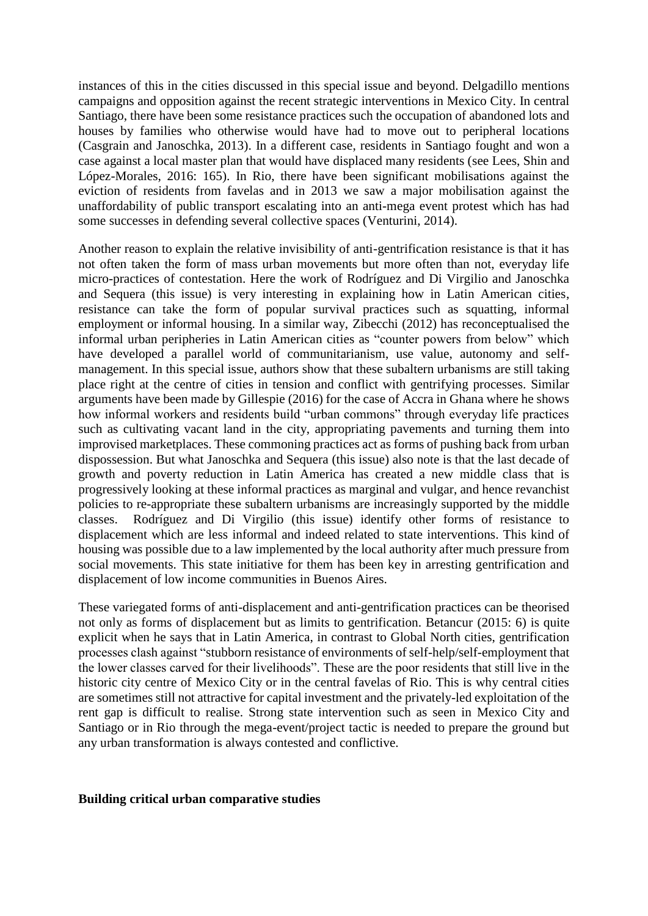instances of this in the cities discussed in this special issue and beyond. Delgadillo mentions campaigns and opposition against the recent strategic interventions in Mexico City. In central Santiago, there have been some resistance practices such the occupation of abandoned lots and houses by families who otherwise would have had to move out to peripheral locations (Casgrain and Janoschka, 2013). In a different case, residents in Santiago fought and won a case against a local master plan that would have displaced many residents (see Lees, Shin and López-Morales, 2016: 165). In Rio, there have been significant mobilisations against the eviction of residents from favelas and in 2013 we saw a major mobilisation against the unaffordability of public transport escalating into an anti-mega event protest which has had some successes in defending several collective spaces (Venturini, 2014).

Another reason to explain the relative invisibility of anti-gentrification resistance is that it has not often taken the form of mass urban movements but more often than not, everyday life micro-practices of contestation. Here the work of Rodríguez and Di Virgilio and Janoschka and Sequera (this issue) is very interesting in explaining how in Latin American cities, resistance can take the form of popular survival practices such as squatting, informal employment or informal housing. In a similar way, Zibecchi (2012) has reconceptualised the informal urban peripheries in Latin American cities as "counter powers from below" which have developed a parallel world of communitarianism, use value, autonomy and self-management. In this special issue, authors show that these subaltern urbanisms are still taking place right at the centre of cities in tension and conflict with gentrifying processes. Similar arguments have been made by Gillespie (2016) for the case of Accra in Ghana where he shows how informal workers and residents build "urban commons" through everyday life practices such as cultivating vacant land in the city, appropriating pavements and turning them into improvised marketplaces. These commoning practices act as forms of pushing back from urban dispossession. But what Janoschka and Sequera (this issue) also note is that the last decade of growth and poverty reduction in Latin America has created a new middle class that is progressively looking at these informal practices as marginal and vulgar, and hence revanchist policies to re-appropriate these subaltern urbanisms are increasingly supported by the middle classes. Rodríguez and Di Virgilio (this issue) identify other forms of resistance to displacement which are less informal and indeed related to state interventions. This kind of housing was possible due to a law implemented by the local authority after much pressure from social movements. This state initiative for them has been key in arresting gentrification and displacement of low income communities in Buenos Aires.

These variegated forms of anti-displacement and anti-gentrification practices can be theorised not only as forms of displacement but as limits to gentrification. Betancur (2015: 6) is quite explicit when he says that in Latin America, in contrast to Global North cities, gentrification processes clash against "stubborn resistance of environments of self-help/self-employment that the lower classes carved for their livelihoods". These are the poor residents that still live in the historic city centre of Mexico City or in the central favelas of Rio. This is why central cities are sometimes still not attractive for capital investment and the privately-led exploitation of the rent gap is difficult to realise. Strong state intervention such as seen in Mexico City and Santiago or in Rio through the mega-event/project tactic is needed to prepare the ground but any urban transformation is always contested and conflictive.

## Building critical urban comparative studies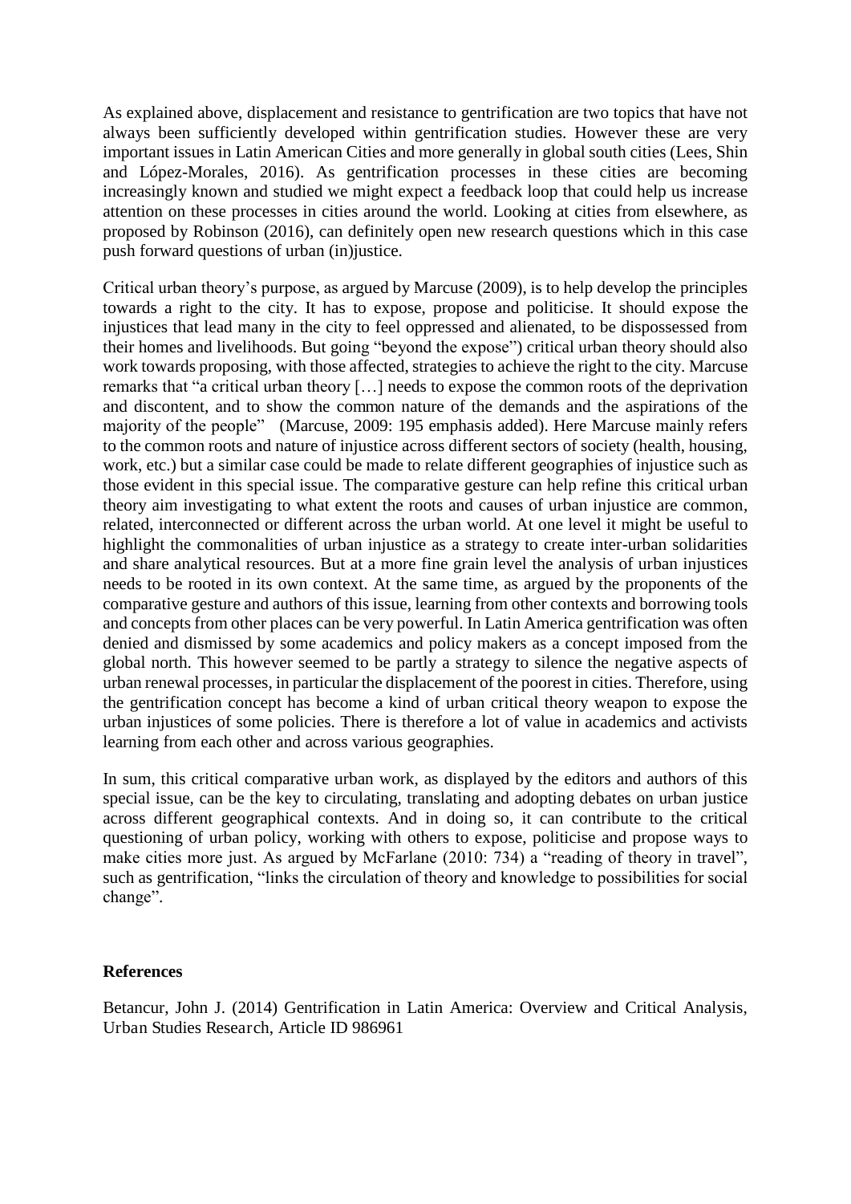As explained above, displacement and resistance to gentrification are two topics that have not always been sufficiently developed within gentrification studies. However these are very important issues in Latin American Cities and more generally in global south cities (Lees, Shin and López-Morales, 2016). As gentrification processes in these cities are becoming increasingly known and studied we might expect a feedback loop that could help us increase attention on these processes in cities around the world. Looking at cities from elsewhere, as proposed by Robinson (2016), can definitely open new research questions which in this case push forward questions of urban (in)justice.

Critical urban theory's purpose, as argued by Marcuse (2009), is to help develop the principles towards a right to the city. It has to expose, propose and politicise. It should expose the injustices that lead many in the city to feel oppressed and alienated, to be dispossessed from their homes and livelihoods. But going "beyond the expose") critical urban theory should also work towards proposing, with those affected, strategies to achieve the right to the city. Marcuse remarks that "a critical urban theory […] needs to expose the common roots of the deprivation and discontent, and to show the common nature of the demands and the aspirations of the majority of the people" (Marcuse, 2009: 195 emphasis added). Here Marcuse mainly refers to the common roots and nature of injustice across different sectors of society (health, housing, work, etc.) but a similar case could be made to relate different geographies of injustice such as those evident in this special issue. The comparative gesture can help refine this critical urban theory aim investigating to what extent the roots and causes of urban injustice are common, related, interconnected or different across the urban world. At one level it might be useful to highlight the commonalities of urban injustice as a strategy to create inter-urban solidarities and share analytical resources. But at a more fine grain level the analysis of urban injustices needs to be rooted in its own context. At the same time, as argued by the proponents of the comparative gesture and authors of this issue, learning from other contexts and borrowing tools and concepts from other places can be very powerful. In Latin America gentrification was often denied and dismissed by some academics and policy makers as a concept imposed from the global north. This however seemed to be partly a strategy to silence the negative aspects of urban renewal processes, in particular the displacement of the poorest in cities. Therefore, using the gentrification concept has become a kind of urban critical theory weapon to expose the urban injustices of some policies. There is therefore a lot of value in academics and activists learning from each other and across various geographies.

In sum, this critical comparative urban work, as displayed by the editors and authors of this special issue, can be the key to circulating, translating and adopting debates on urban justice across different geographical contexts. And in doing so, it can contribute to the critical questioning of urban policy, working with others to expose, politicise and propose ways to make cities more just. As argued by McFarlane (2010: 734) a "reading of theory in travel", such as gentrification, "links the circulation of theory and knowledge to possibilities for social change".

## References

Betancur, John J. (2014) Gentrification in Latin America: Overview and Critical Analysis, Urban Studies Research, Article ID 986961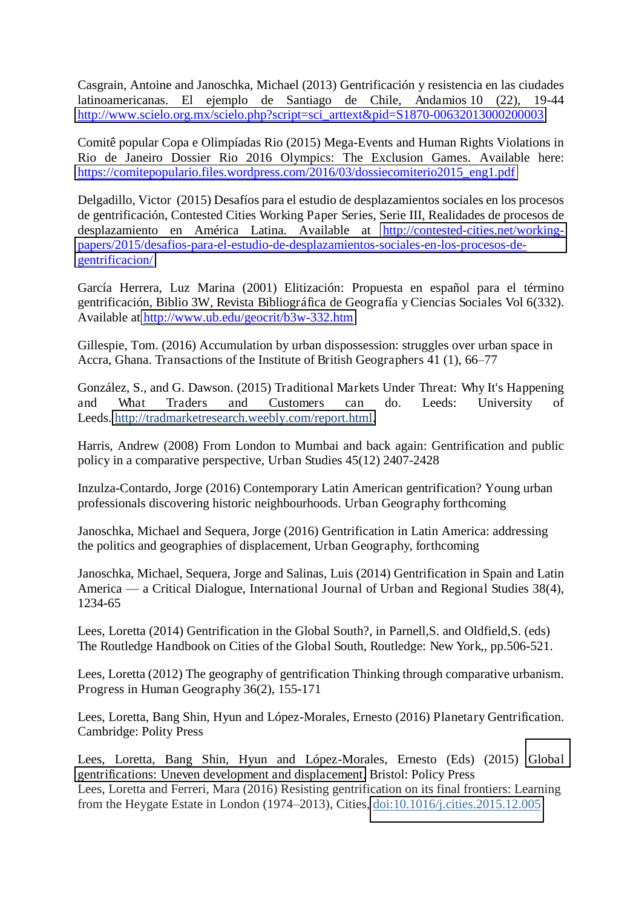Casgrain, Antoine and Janoschka, Michael (2013) Gentrificación y resistencia en las ciudades latinoamericanas. El ejemplo de Santiago de Chile, Andamios 10 (22), 19-44 http://www.scielo.org.mx/scielo.php?script=sci_arttext&pid=S1870-00632013000200003

Comitê popular Copa e Olimpíadas Rio (2015) Mega-Events and Human Rights Violations in Rio de Janeiro Dossier Rio 2016 Olympics: The Exclusion Games. Available here: https://comitepopulario.files.wordpress.com/2016/03/dossiecomiterio2015_eng1.pdf

Delgadillo, Victor (2015) Desafíos para el estudio de desplazamientos sociales en los procesos de gentrificación, Contested Cities Working Paper Series, Serie III, Realidades de procesos de desplazamiento en América Latina. Available at http://contested-cities.net/working-papers/2015/desafios-para-el-estudio-de-desplazamientos-sociales-en-los-procesos-de-gentrificacion/

García Herrera, Luz Marina (2001) Elitización: Propuesta en español para el término gentrificación, Biblio 3W, Revista Bibliográfica de Geografía y Ciencias Sociales Vol 6(332). Available at http://www.ub.edu/geocrit/b3w-332.htm

Gillespie, Tom. (2016) Accumulation by urban dispossession: struggles over urban space in Accra, Ghana. Transactions of the Institute of British Geographers 41 (1), 66–77

González, S., and G. Dawson. (2015) Traditional Markets Under Threat: Why It's Happening and What Traders and Customers can do. Leeds: University of Leeds. http://tradmarketresearch.weebly.com/report.html.

Harris, Andrew (2008) From London to Mumbai and back again: Gentrification and public policy in a comparative perspective, Urban Studies 45(12) 2407-2428

Inzulza-Contardo, Jorge (2016) Contemporary Latin American gentrification? Young urban professionals discovering historic neighbourhoods. Urban Geography forthcoming

Janoschka, Michael and Sequera, Jorge (2016) Gentrification in Latin America: addressing the politics and geographies of displacement, Urban Geography, forthcoming

Janoschka, Michael, Sequera, Jorge and Salinas, Luis (2014) Gentrification in Spain and Latin America — a Critical Dialogue, International Journal of Urban and Regional Studies 38(4), 1234-65

Lees, Loretta (2014) Gentrification in the Global South?, in Parnell,S. and Oldfield,S. (eds) The Routledge Handbook on Cities of the Global South, Routledge: New York,, pp.506-521.

Lees, Loretta (2012) The geography of gentrification Thinking through comparative urbanism. Progress in Human Geography 36(2), 155-171

Lees, Loretta, Bang Shin, Hyun and López-Morales, Ernesto (2016) Planetary Gentrification. Cambridge: Polity Press

Lees, Loretta, Bang Shin, Hyun and López-Morales, Ernesto (Eds) (2015) Global gentrifications: Uneven development and displacement. Bristol: Policy Press

Lees, Loretta and Ferreri, Mara (2016) Resisting gentrification on its final frontiers: Learning from the Heygate Estate in London (1974–2013), Cities, doi:10.1016/j.cities.2015.12.005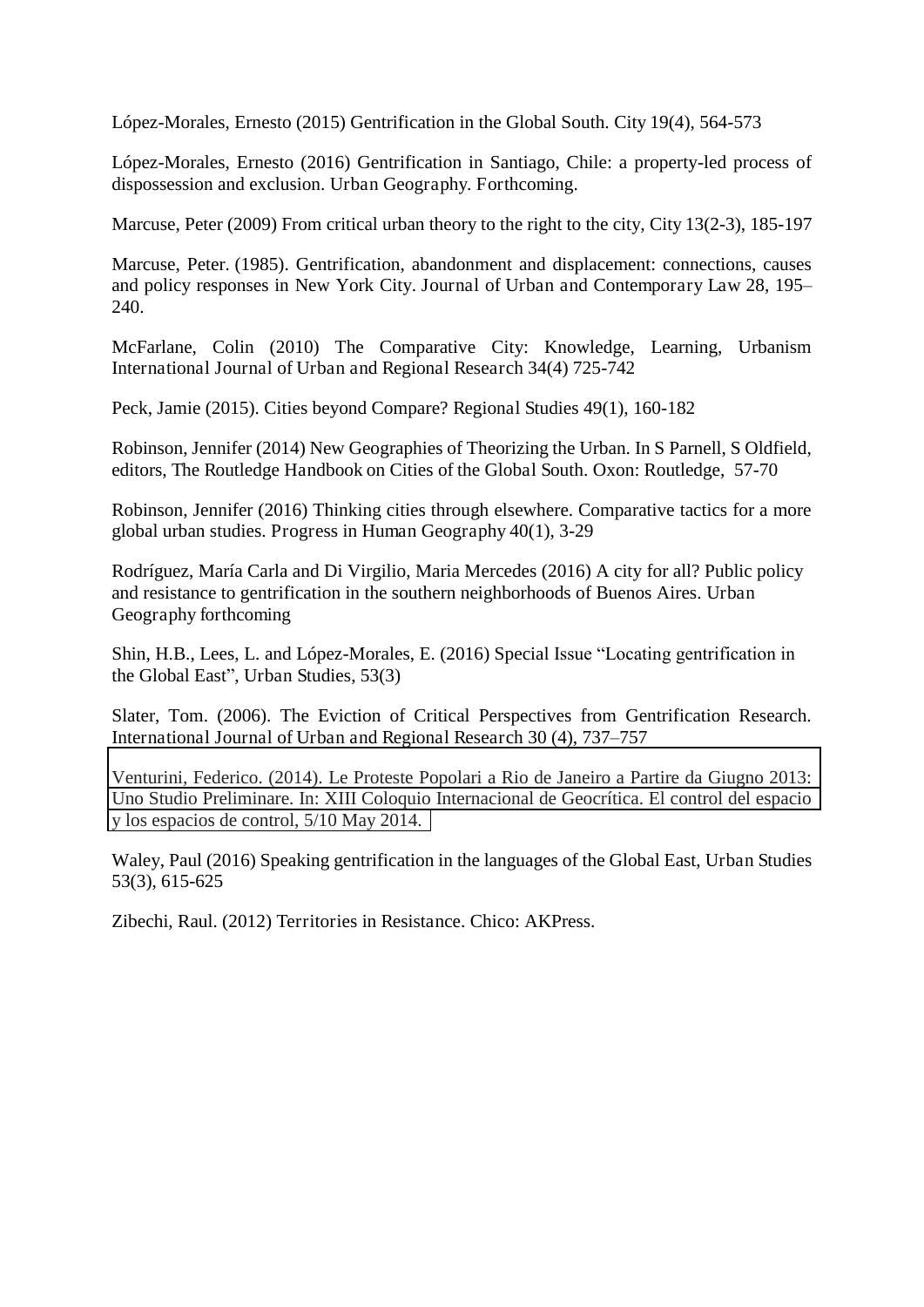López-Morales, Ernesto (2015) Gentrification in the Global South. City 19(4), 564-573

López-Morales, Ernesto (2016) Gentrification in Santiago, Chile: a property-led process of dispossession and exclusion. Urban Geography. Forthcoming.

Marcuse, Peter (2009) From critical urban theory to the right to the city, City 13(2-3), 185-197

Marcuse, Peter. (1985). Gentrification, abandonment and displacement: connections, causes and policy responses in New York City. Journal of Urban and Contemporary Law 28, 195–240.

McFarlane, Colin (2010) The Comparative City: Knowledge, Learning, Urbanism International Journal of Urban and Regional Research 34(4) 725-742

Peck, Jamie (2015). Cities beyond Compare? Regional Studies 49(1), 160-182

Robinson, Jennifer (2014) New Geographies of Theorizing the Urban. In S Parnell, S Oldfield, editors, The Routledge Handbook on Cities of the Global South. Oxon: Routledge, 57-70

Robinson, Jennifer (2016) Thinking cities through elsewhere. Comparative tactics for a more global urban studies. Progress in Human Geography 40(1), 3-29

Rodríguez, María Carla and Di Virgilio, Maria Mercedes (2016) A city for all? Public policy and resistance to gentrification in the southern neighborhoods of Buenos Aires. Urban Geography forthcoming

Shin, H.B., Lees, L. and López-Morales, E. (2016) Special Issue "Locating gentrification in the Global East", Urban Studies, 53(3)

Slater, Tom. (2006). The Eviction of Critical Perspectives from Gentrification Research. International Journal of Urban and Regional Research 30 (4), 737–757

Venturini, Federico. (2014). Le Proteste Popolari a Rio de Janeiro a Partire da Giugno 2013: Uno Studio Preliminare. In: XIII Coloquio Internacional de Geocrítica. El control del espacio y los espacios de control, 5/10 May 2014.

Waley, Paul (2016) Speaking gentrification in the languages of the Global East, Urban Studies 53(3), 615-625

Zibechi, Raul. (2012) Territories in Resistance. Chico: AKPress.